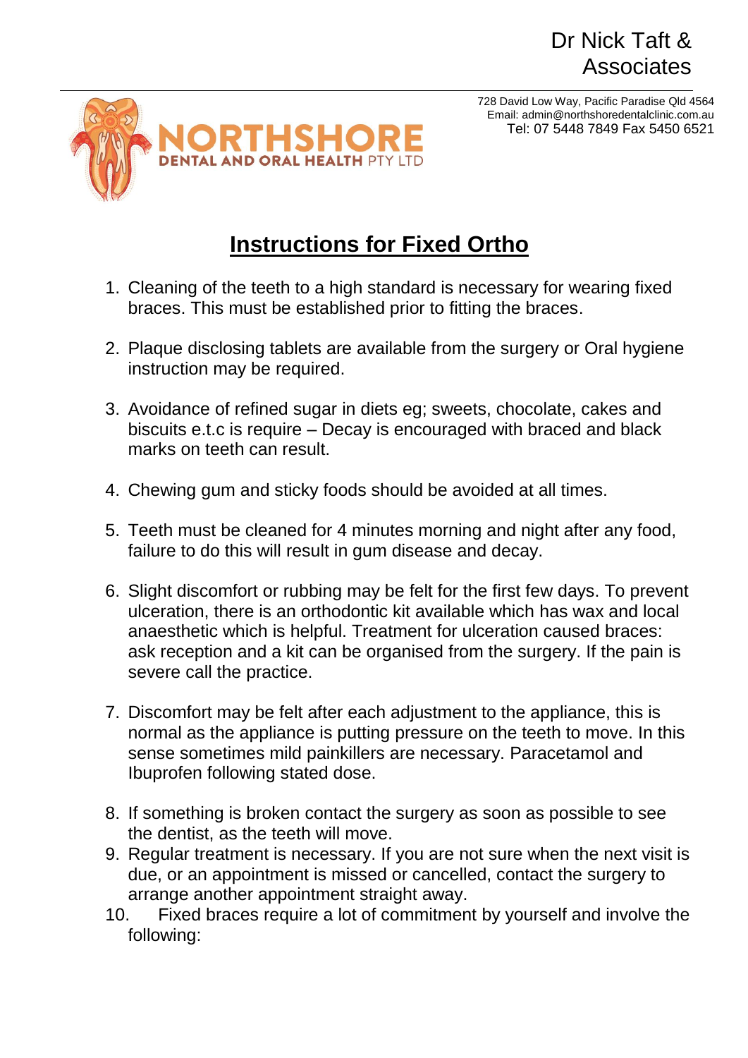Dr Nick Taft & Associates

NORTHSHORE DENTAL AND ORAL HEALTH PTY LTD

728 David Low Way, Pacific Paradise Qld 4564
Email: admin@northshoredentalclinic.com.au
Tel: 07 5448 7849 Fax 5450 6521

# Instructions for Fixed Ortho

1. Cleaning of the teeth to a high standard is necessary for wearing fixed braces. This must be established prior to fitting the braces.

2. Plaque disclosing tablets are available from the surgery or Oral hygiene instruction may be required.

3. Avoidance of refined sugar in diets eg; sweets, chocolate, cakes and biscuits e.t.c is require – Decay is encouraged with braced and black marks on teeth can result.

4. Chewing gum and sticky foods should be avoided at all times.

5. Teeth must be cleaned for 4 minutes morning and night after any food, failure to do this will result in gum disease and decay.

6. Slight discomfort or rubbing may be felt for the first few days. To prevent ulceration, there is an orthodontic kit available which has wax and local anaesthetic which is helpful. Treatment for ulceration caused braces: ask reception and a kit can be organised from the surgery. If the pain is severe call the practice.

7. Discomfort may be felt after each adjustment to the appliance, this is normal as the appliance is putting pressure on the teeth to move. In this sense sometimes mild painkillers are necessary. Paracetamol and Ibuprofen following stated dose.

8. If something is broken contact the surgery as soon as possible to see the dentist, as the teeth will move.
9. Regular treatment is necessary. If you are not sure when the next visit is due, or an appointment is missed or cancelled, contact the surgery to arrange another appointment straight away.
10. Fixed braces require a lot of commitment by yourself and involve the following: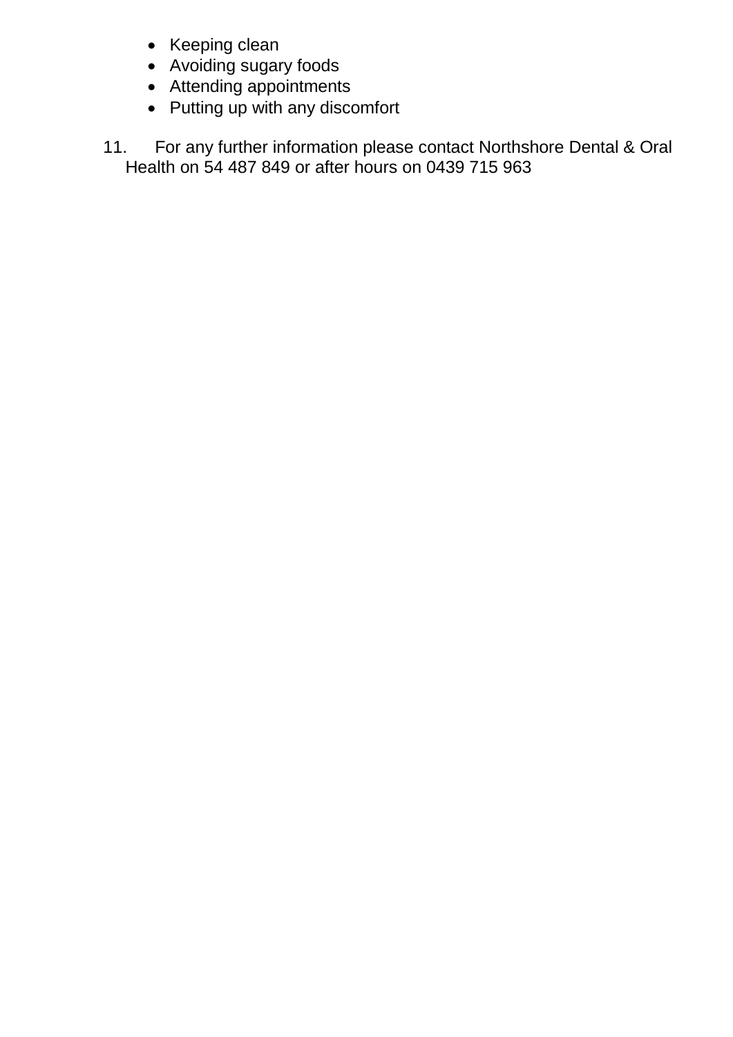- Keeping clean
- Avoiding sugary foods
- Attending appointments
- Putting up with any discomfort

11. For any further information please contact Northshore Dental & Oral Health on 54 487 849 or after hours on 0439 715 963